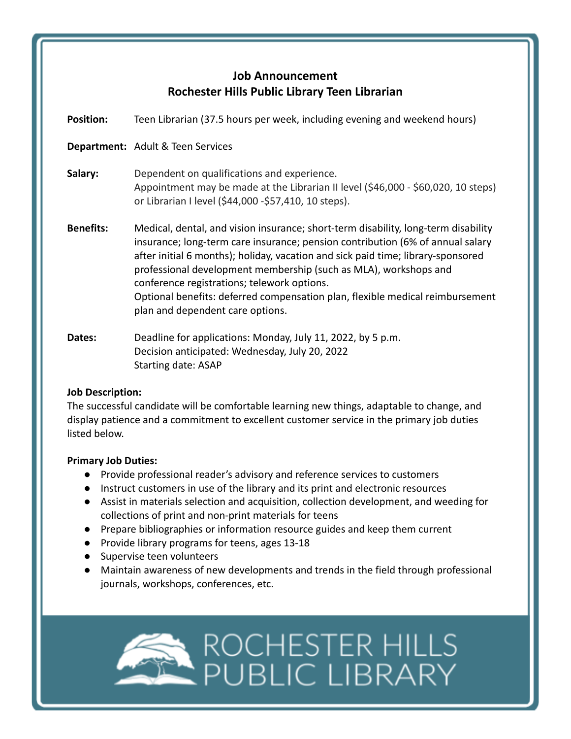# Job Announcement
## Rochester Hills Public Library Teen Librarian

**Position:** Teen Librarian (37.5 hours per week, including evening and weekend hours)

**Department:** Adult & Teen Services

**Salary:** Dependent on qualifications and experience.
Appointment may be made at the Librarian II level ($46,000 - $60,020, 10 steps) or Librarian I level ($44,000 -$57,410, 10 steps).

**Benefits:** Medical, dental, and vision insurance; short-term disability, long-term disability insurance; long-term care insurance; pension contribution (6% of annual salary after initial 6 months); holiday, vacation and sick paid time; library-sponsored professional development membership (such as MLA), workshops and conference registrations; telework options.
Optional benefits: deferred compensation plan, flexible medical reimbursement plan and dependent care options.

**Dates:** Deadline for applications: Monday, July 11, 2022, by 5 p.m.
Decision anticipated: Wednesday, July 20, 2022
Starting date: ASAP

**Job Description:**
The successful candidate will be comfortable learning new things, adaptable to change, and display patience and a commitment to excellent customer service in the primary job duties listed below.

**Primary Job Duties:**

- Provide professional reader's advisory and reference services to customers
- Instruct customers in use of the library and its print and electronic resources
- Assist in materials selection and acquisition, collection development, and weeding for collections of print and non-print materials for teens
- Prepare bibliographies or information resource guides and keep them current
- Provide library programs for teens, ages 13-18
- Supervise teen volunteers
- Maintain awareness of new developments and trends in the field through professional journals, workshops, conferences, etc.

ROCHESTER HILLS PUBLIC LIBRARY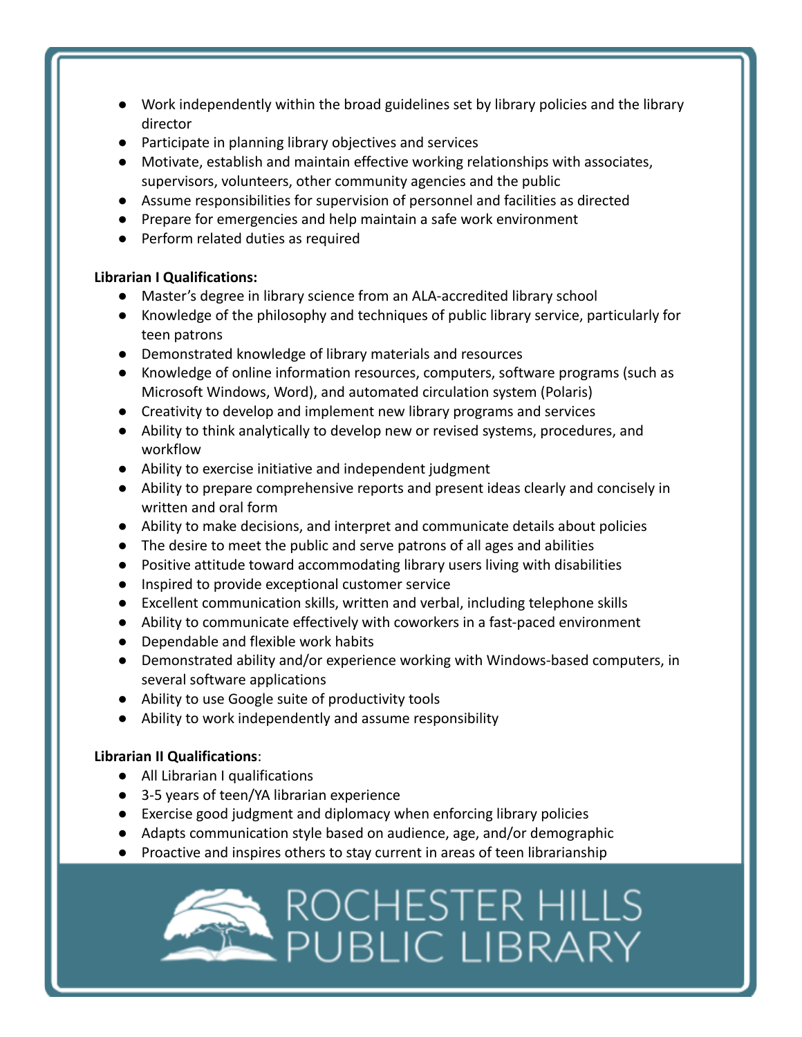- Work independently within the broad guidelines set by library policies and the library director
- Participate in planning library objectives and services
- Motivate, establish and maintain effective working relationships with associates, supervisors, volunteers, other community agencies and the public
- Assume responsibilities for supervision of personnel and facilities as directed
- Prepare for emergencies and help maintain a safe work environment
- Perform related duties as required

**Librarian I Qualifications:**

- Master's degree in library science from an ALA-accredited library school
- Knowledge of the philosophy and techniques of public library service, particularly for teen patrons
- Demonstrated knowledge of library materials and resources
- Knowledge of online information resources, computers, software programs (such as Microsoft Windows, Word), and automated circulation system (Polaris)
- Creativity to develop and implement new library programs and services
- Ability to think analytically to develop new or revised systems, procedures, and workflow
- Ability to exercise initiative and independent judgment
- Ability to prepare comprehensive reports and present ideas clearly and concisely in written and oral form
- Ability to make decisions, and interpret and communicate details about policies
- The desire to meet the public and serve patrons of all ages and abilities
- Positive attitude toward accommodating library users living with disabilities
- Inspired to provide exceptional customer service
- Excellent communication skills, written and verbal, including telephone skills
- Ability to communicate effectively with coworkers in a fast-paced environment
- Dependable and flexible work habits
- Demonstrated ability and/or experience working with Windows-based computers, in several software applications
- Ability to use Google suite of productivity tools
- Ability to work independently and assume responsibility

**Librarian II Qualifications**:

- All Librarian I qualifications
- 3-5 years of teen/YA librarian experience
- Exercise good judgment and diplomacy when enforcing library policies
- Adapts communication style based on audience, age, and/or demographic
- Proactive and inspires others to stay current in areas of teen librarianship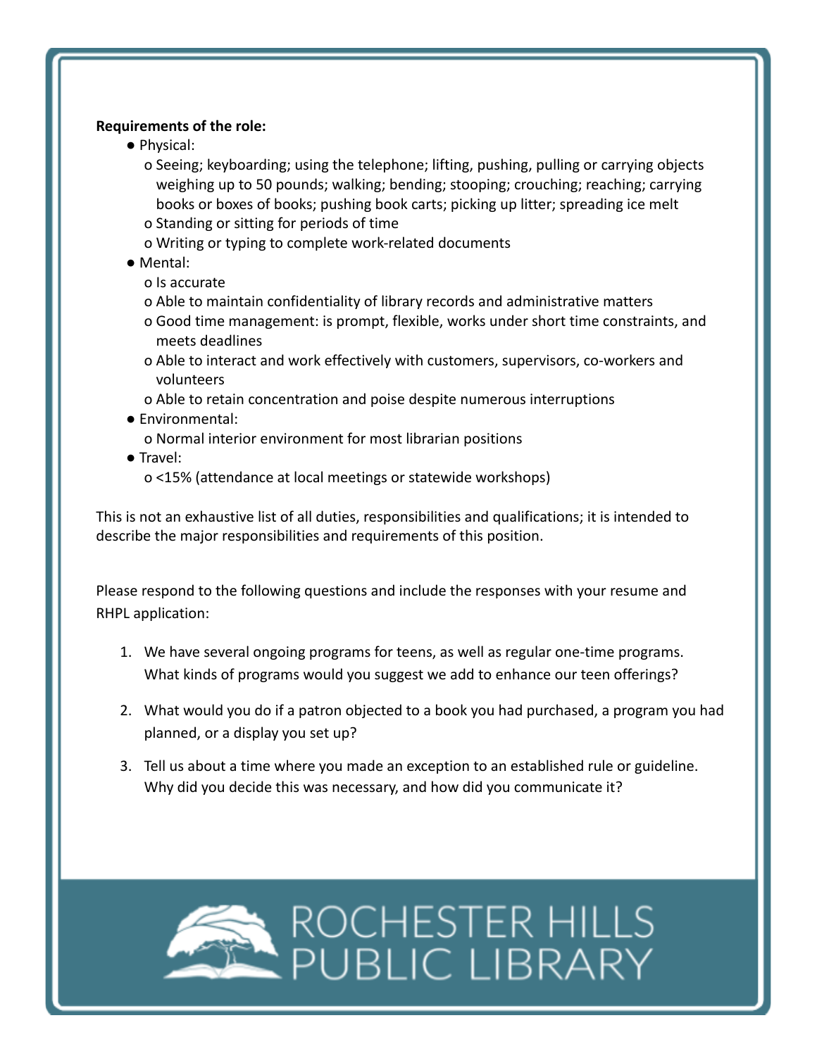**Requirements of the role:**

- Physical:
  - Seeing; keyboarding; using the telephone; lifting, pushing, pulling or carrying objects weighing up to 50 pounds; walking; bending; stooping; crouching; reaching; carrying books or boxes of books; pushing book carts; picking up litter; spreading ice melt
  - Standing or sitting for periods of time
  - Writing or typing to complete work-related documents
- Mental:
  - Is accurate
  - Able to maintain confidentiality of library records and administrative matters
  - Good time management: is prompt, flexible, works under short time constraints, and meets deadlines
  - Able to interact and work effectively with customers, supervisors, co-workers and volunteers
  - Able to retain concentration and poise despite numerous interruptions
- Environmental:
  - Normal interior environment for most librarian positions
- Travel:
  - <15% (attendance at local meetings or statewide workshops)

This is not an exhaustive list of all duties, responsibilities and qualifications; it is intended to describe the major responsibilities and requirements of this position.

Please respond to the following questions and include the responses with your resume and RHPL application:

1. We have several ongoing programs for teens, as well as regular one-time programs. What kinds of programs would you suggest we add to enhance our teen offerings?
2. What would you do if a patron objected to a book you had purchased, a program you had planned, or a display you set up?
3. Tell us about a time where you made an exception to an established rule or guideline. Why did you decide this was necessary, and how did you communicate it?

ROCHESTER HILLS PUBLIC LIBRARY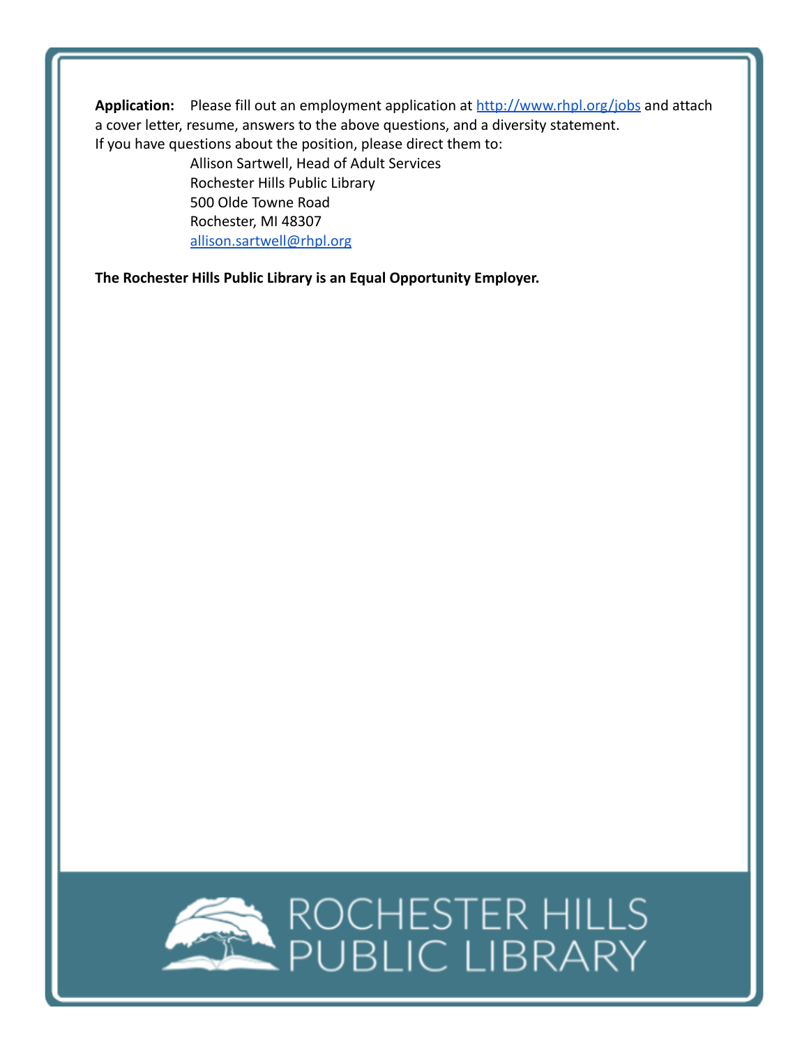**Application:** Please fill out an employment application at http://www.rhpl.org/jobs and attach a cover letter, resume, answers to the above questions, and a diversity statement.
If you have questions about the position, please direct them to:

Allison Sartwell, Head of Adult Services
Rochester Hills Public Library
500 Olde Towne Road
Rochester, MI 48307
allison.sartwell@rhpl.org

**The Rochester Hills Public Library is an Equal Opportunity Employer.**

ROCHESTER HILLS
PUBLIC LIBRARY